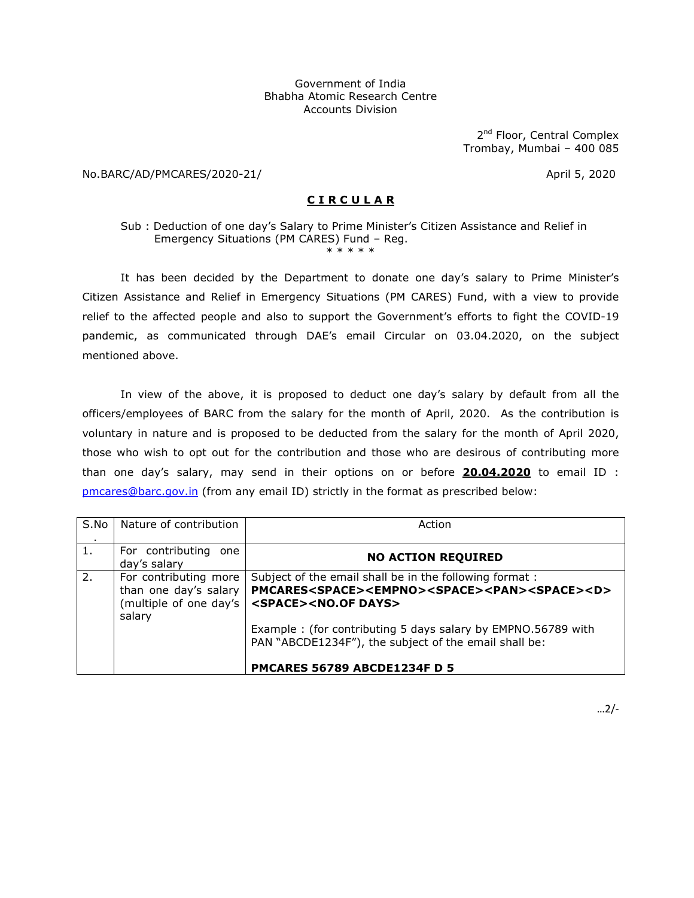Government of India
Bhabha Atomic Research Centre
Accounts Division

2nd Floor, Central Complex
Trombay, Mumbai – 400 085

No.BARC/AD/PMCARES/2020-21/ April 5, 2020

## **CIRCULAR**

Sub : Deduction of one day's Salary to Prime Minister's Citizen Assistance and Relief in Emergency Situations (PM CARES) Fund – Reg.

\* \* \* \* \*

It has been decided by the Department to donate one day's salary to Prime Minister's Citizen Assistance and Relief in Emergency Situations (PM CARES) Fund, with a view to provide relief to the affected people and also to support the Government's efforts to fight the COVID-19 pandemic, as communicated through DAE's email Circular on 03.04.2020, on the subject mentioned above.

In view of the above, it is proposed to deduct one day's salary by default from all the officers/employees of BARC from the salary for the month of April, 2020. As the contribution is voluntary in nature and is proposed to be deducted from the salary for the month of April 2020, those who wish to opt out for the contribution and those who are desirous of contributing more than one day's salary, may send in their options on or before **20.04.2020** to email ID : pmcares@barc.gov.in (from any email ID) strictly in the format as prescribed below:

| S.No. | Nature of contribution | Action |
|---|---|---|
| 1. | For contributing one day's salary | **NO ACTION REQUIRED** |
| 2. | For contributing more than one day's salary (multiple of one day's salary | Subject of the email shall be in the following format : **PMCARES<SPACE><EMPNO><SPACE><PAN><SPACE><D><SPACE><NO.OF DAYS>**<br><br>Example : (for contributing 5 days salary by EMPNO.56789 with PAN "ABCDE1234F"), the subject of the email shall be:<br><br>**PMCARES 56789 ABCDE1234F D 5** |

…2/-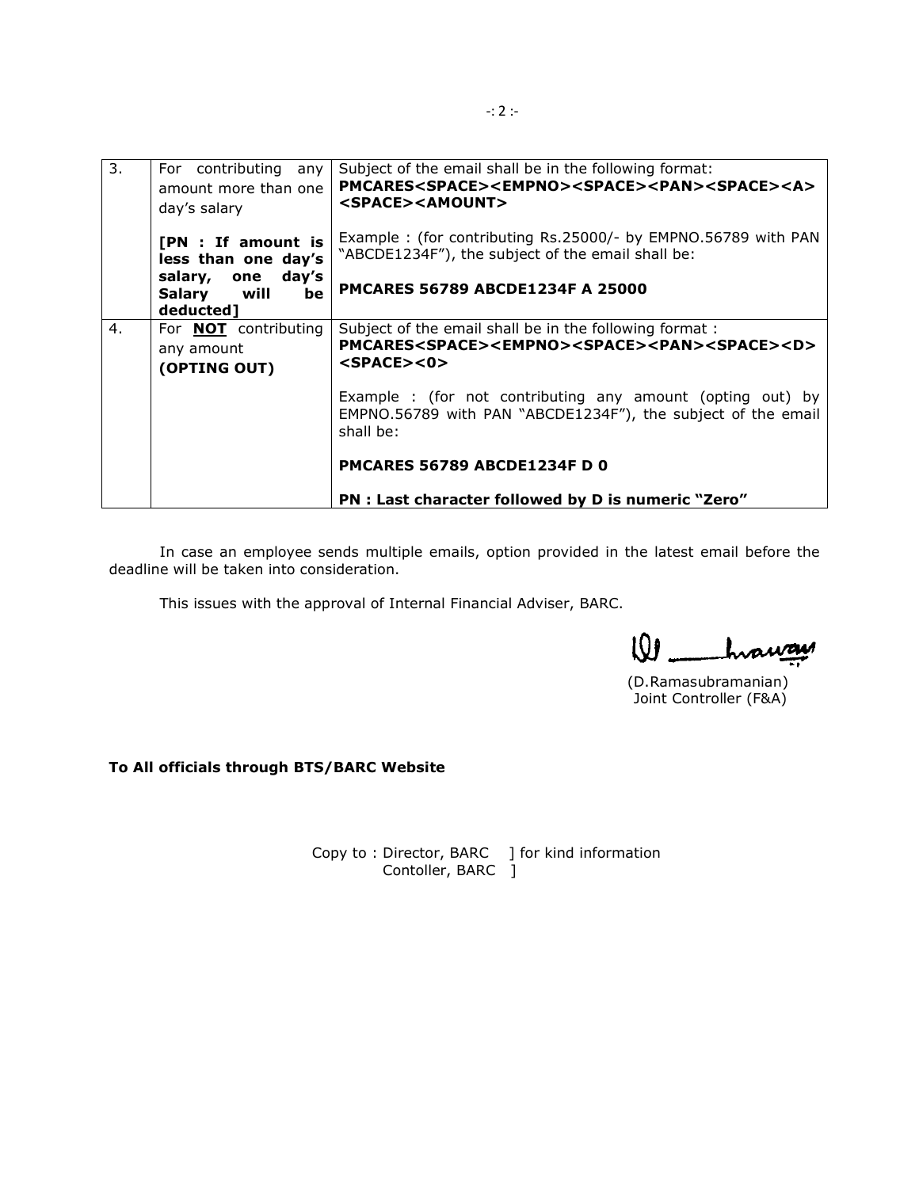| | | |
|---|---|---|
| 3. | For contributing any amount more than one day's salary<br><br>**[PN : If amount is less than one day's salary, one day's Salary will be deducted]** | Subject of the email shall be in the following format:<br>**PMCARES<SPACE><EMPNO><SPACE><PAN><SPACE><A><SPACE><AMOUNT>**<br><br>Example : (for contributing Rs.25000/- by EMPNO.56789 with PAN "ABCDE1234F"), the subject of the email shall be:<br><br>**PMCARES 56789 ABCDE1234F A 25000** |
| 4. | For **NOT** contributing any amount<br>**(OPTING OUT)** | Subject of the email shall be in the following format :<br>**PMCARES<SPACE><EMPNO><SPACE><PAN><SPACE><D><SPACE><0>**<br><br>Example : (for not contributing any amount (opting out) by EMPNO.56789 with PAN "ABCDE1234F"), the subject of the email shall be:<br><br>**PMCARES 56789 ABCDE1234F D 0**<br><br>**PN : Last character followed by D is numeric "Zero"** |

In case an employee sends multiple emails, option provided in the latest email before the deadline will be taken into consideration.

This issues with the approval of Internal Financial Adviser, BARC.

(D.Ramasubramanian)
Joint Controller (F&A)

**To All officials through BTS/BARC Website**

Copy to : Director, BARC ] for kind information
Contoller, BARC ]